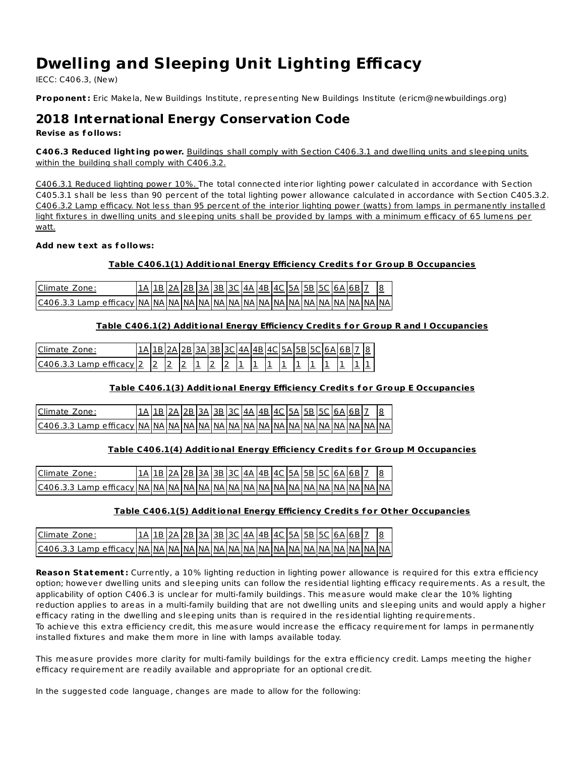# Dwelling and Sleeping Unit Lighting Efficacy

IECC: C406.3, (New)

**Proponent:** Eric Makela, New Buildings Institute, representing New Buildings Institute (ericm@newbuildings.org)

## 2018 International Energy Conservation Code

**Revise as follows:**

**C406.3 Reduced lighting power.** Buildings shall comply with Section C406.3.1 and dwelling units and sleeping units within the building shall comply with C406.3.2.

C406.3.1 Reduced lighting power 10%. The total connected interior lighting power calculated in accordance with Section C405.3.1 shall be less than 90 percent of the total lighting power allowance calculated in accordance with Section C405.3.2.
C406.3.2 Lamp efficacy. Not less than 95 percent of the interior lighting power (watts) from lamps in permanently installed light fixtures in dwelling units and sleeping units shall be provided by lamps with a minimum efficacy of 65 lumens per watt.

**Add new text as follows:**

**Table C406.1(1) Additional Energy Efficiency Credits for Group B Occupancies**

| Climate Zone: | 1A | 1B | 2A | 2B | 3A | 3B | 3C | 4A | 4B | 4C | 5A | 5B | 5C | 6A | 6B | 7 | 8 |
|---|---|---|---|---|---|---|---|---|---|---|---|---|---|---|---|---|---|
| C406.3.3 Lamp efficacy | NA | NA | NA | NA | NA | NA | NA | NA | NA | NA | NA | NA | NA | NA | NA | NA | NA |

**Table C406.1(2) Additional Energy Efficiency Credits for Group R and I Occupancies**

| Climate Zone: | 1A | 1B | 2A | 2B | 3A | 3B | 3C | 4A | 4B | 4C | 5A | 5B | 5C | 6A | 6B | 7 | 8 |
|---|---|---|---|---|---|---|---|---|---|---|---|---|---|---|---|---|---|
| C406.3.3 Lamp efficacy | 2 | 2 | 2 | 2 | 1 | 2 | 2 | 1 | 1 | 1 | 1 | 1 | 1 | 1 | 1 | 1 | 1 |

**Table C406.1(3) Additional Energy Efficiency Credits for Group E Occupancies**

| Climate Zone: | 1A | 1B | 2A | 2B | 3A | 3B | 3C | 4A | 4B | 4C | 5A | 5B | 5C | 6A | 6B | 7 | 8 |
|---|---|---|---|---|---|---|---|---|---|---|---|---|---|---|---|---|---|
| C406.3.3 Lamp efficacy | NA | NA | NA | NA | NA | NA | NA | NA | NA | NA | NA | NA | NA | NA | NA | NA | NA |

**Table C406.1(4) Additional Energy Efficiency Credits for Group M Occupancies**

| Climate Zone: | 1A | 1B | 2A | 2B | 3A | 3B | 3C | 4A | 4B | 4C | 5A | 5B | 5C | 6A | 6B | 7 | 8 |
|---|---|---|---|---|---|---|---|---|---|---|---|---|---|---|---|---|---|
| C406.3.3 Lamp efficacy | NA | NA | NA | NA | NA | NA | NA | NA | NA | NA | NA | NA | NA | NA | NA | NA | NA |

**Table C406.1(5) Additional Energy Efficiency Credits for Other Occupancies**

| Climate Zone: | 1A | 1B | 2A | 2B | 3A | 3B | 3C | 4A | 4B | 4C | 5A | 5B | 5C | 6A | 6B | 7 | 8 |
|---|---|---|---|---|---|---|---|---|---|---|---|---|---|---|---|---|---|
| C406.3.3 Lamp efficacy | NA | NA | NA | NA | NA | NA | NA | NA | NA | NA | NA | NA | NA | NA | NA | NA | NA |

**Reason Statement:** Currently, a 10% lighting reduction in lighting power allowance is required for this extra efficiency option; however dwelling units and sleeping units can follow the residential lighting efficacy requirements. As a result, the applicability of option C406.3 is unclear for multi-family buildings. This measure would make clear the 10% lighting reduction applies to areas in a multi-family building that are not dwelling units and sleeping units and would apply a higher efficacy rating in the dwelling and sleeping units than is required in the residential lighting requirements.
To achieve this extra efficiency credit, this measure would increase the efficacy requirement for lamps in permanently installed fixtures and make them more in line with lamps available today.

This measure provides more clarity for multi-family buildings for the extra efficiency credit. Lamps meeting the higher efficacy requirement are readily available and appropriate for an optional credit.

In the suggested code language, changes are made to allow for the following: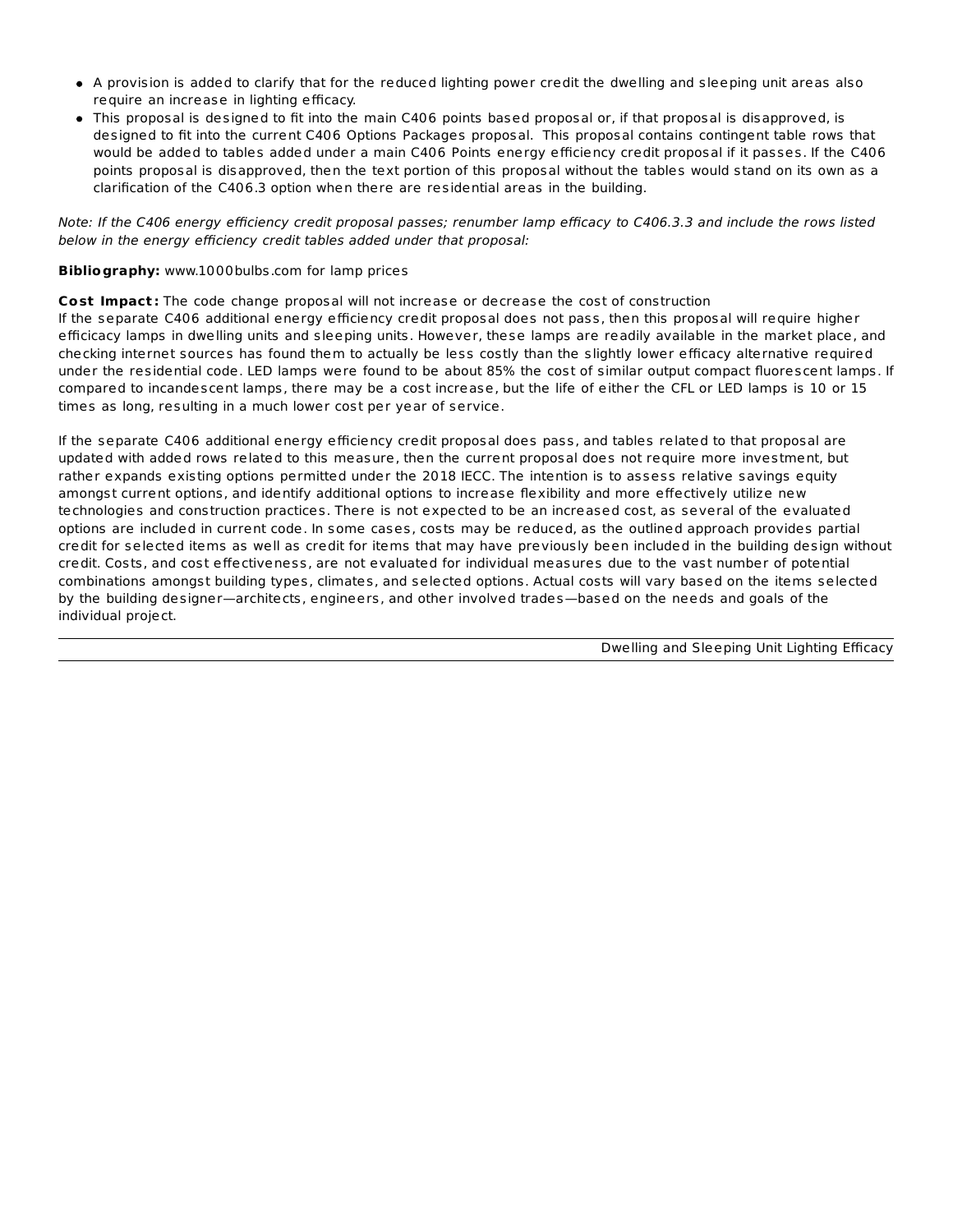- A provision is added to clarify that for the reduced lighting power credit the dwelling and sleeping unit areas also require an increase in lighting efficacy.
- This proposal is designed to fit into the main C406 points based proposal or, if that proposal is disapproved, is designed to fit into the current C406 Options Packages proposal. This proposal contains contingent table rows that would be added to tables added under a main C406 Points energy efficiency credit proposal if it passes. If the C406 points proposal is disapproved, then the text portion of this proposal without the tables would stand on its own as a clarification of the C406.3 option when there are residential areas in the building.

*Note: If the C406 energy efficiency credit proposal passes; renumber lamp efficacy to C406.3.3 and include the rows listed below in the energy efficiency credit tables added under that proposal:*

**Bibliography:** www.1000bulbs.com for lamp prices

**Cost Impact:** The code change proposal will not increase or decrease the cost of construction
If the separate C406 additional energy efficiency credit proposal does not pass, then this proposal will require higher efficicacy lamps in dwelling units and sleeping units. However, these lamps are readily available in the market place, and checking internet sources has found them to actually be less costly than the slightly lower efficacy alternative required under the residential code. LED lamps were found to be about 85% the cost of similar output compact fluorescent lamps. If compared to incandescent lamps, there may be a cost increase, but the life of either the CFL or LED lamps is 10 or 15 times as long, resulting in a much lower cost per year of service.

If the separate C406 additional energy efficiency credit proposal does pass, and tables related to that proposal are updated with added rows related to this measure, then the current proposal does not require more investment, but rather expands existing options permitted under the 2018 IECC. The intention is to assess relative savings equity amongst current options, and identify additional options to increase flexibility and more effectively utilize new technologies and construction practices. There is not expected to be an increased cost, as several of the evaluated options are included in current code. In some cases, costs may be reduced, as the outlined approach provides partial credit for selected items as well as credit for items that may have previously been included in the building design without credit. Costs, and cost effectiveness, are not evaluated for individual measures due to the vast number of potential combinations amongst building types, climates, and selected options. Actual costs will vary based on the items selected by the building designer—architects, engineers, and other involved trades—based on the needs and goals of the individual project.